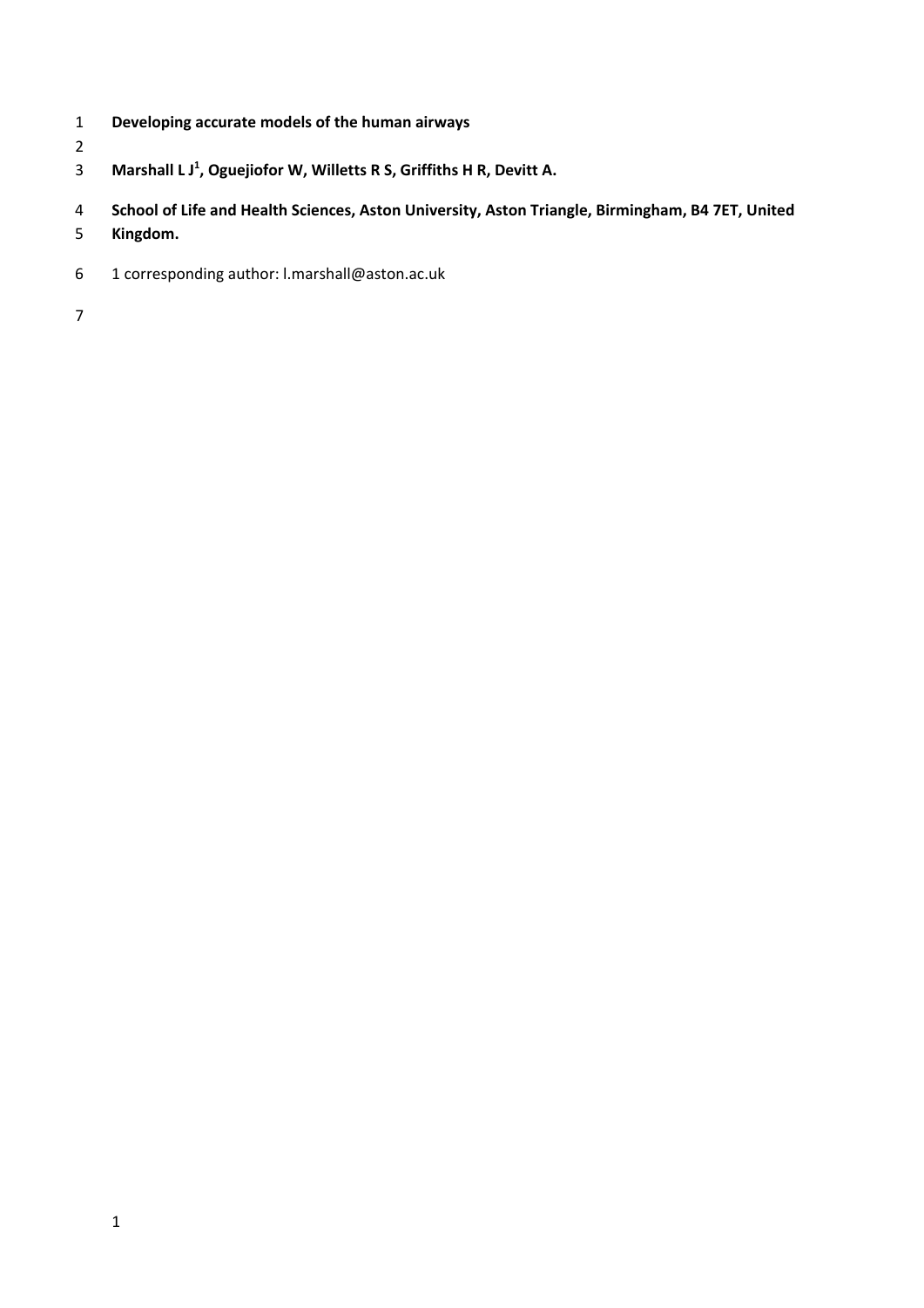# Developing accurate models of the human airways

**Marshall L J[1], Oguejiofor W, Willetts R S, Griffiths H R, Devitt A.**

**School of Life and Health Sciences, Aston University, Aston Triangle, Birmingham, B4 7ET, United Kingdom.**

1 corresponding author: l.marshall@aston.ac.uk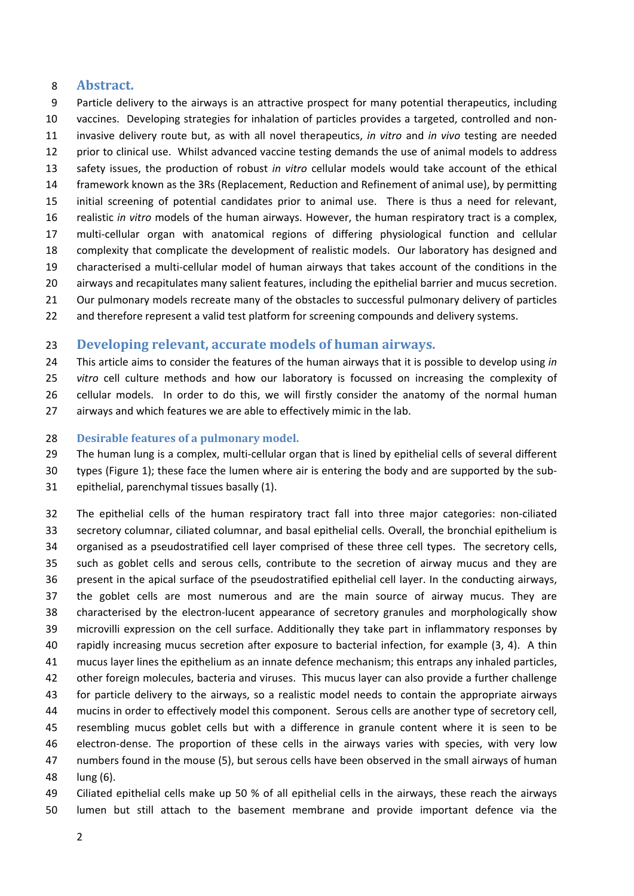## Abstract.

Particle delivery to the airways is an attractive prospect for many potential therapeutics, including vaccines. Developing strategies for inhalation of particles provides a targeted, controlled and non-invasive delivery route but, as with all novel therapeutics, *in vitro* and *in vivo* testing are needed prior to clinical use. Whilst advanced vaccine testing demands the use of animal models to address safety issues, the production of robust *in vitro* cellular models would take account of the ethical framework known as the 3Rs (Replacement, Reduction and Refinement of animal use), by permitting initial screening of potential candidates prior to animal use. There is thus a need for relevant, realistic *in vitro* models of the human airways. However, the human respiratory tract is a complex, multi-cellular organ with anatomical regions of differing physiological function and cellular complexity that complicate the development of realistic models. Our laboratory has designed and characterised a multi-cellular model of human airways that takes account of the conditions in the airways and recapitulates many salient features, including the epithelial barrier and mucus secretion. Our pulmonary models recreate many of the obstacles to successful pulmonary delivery of particles and therefore represent a valid test platform for screening compounds and delivery systems.

## Developing relevant, accurate models of human airways.

This article aims to consider the features of the human airways that it is possible to develop using *in vitro* cell culture methods and how our laboratory is focussed on increasing the complexity of cellular models. In order to do this, we will firstly consider the anatomy of the normal human airways and which features we are able to effectively mimic in the lab.

### Desirable features of a pulmonary model.

The human lung is a complex, multi-cellular organ that is lined by epithelial cells of several different types (Figure 1); these face the lumen where air is entering the body and are supported by the sub-epithelial, parenchymal tissues basally (1).

The epithelial cells of the human respiratory tract fall into three major categories: non-ciliated secretory columnar, ciliated columnar, and basal epithelial cells. Overall, the bronchial epithelium is organised as a pseudostratified cell layer comprised of these three cell types. The secretory cells, such as goblet cells and serous cells, contribute to the secretion of airway mucus and they are present in the apical surface of the pseudostratified epithelial cell layer. In the conducting airways, the goblet cells are most numerous and are the main source of airway mucus. They are characterised by the electron-lucent appearance of secretory granules and morphologically show microvilli expression on the cell surface. Additionally they take part in inflammatory responses by rapidly increasing mucus secretion after exposure to bacterial infection, for example (3, 4). A thin mucus layer lines the epithelium as an innate defence mechanism; this entraps any inhaled particles, other foreign molecules, bacteria and viruses. This mucus layer can also provide a further challenge for particle delivery to the airways, so a realistic model needs to contain the appropriate airways mucins in order to effectively model this component. Serous cells are another type of secretory cell, resembling mucus goblet cells but with a difference in granule content where it is seen to be electron-dense. The proportion of these cells in the airways varies with species, with very low numbers found in the mouse (5), but serous cells have been observed in the small airways of human lung (6).

Ciliated epithelial cells make up 50 % of all epithelial cells in the airways, these reach the airways lumen but still attach to the basement membrane and provide important defence via the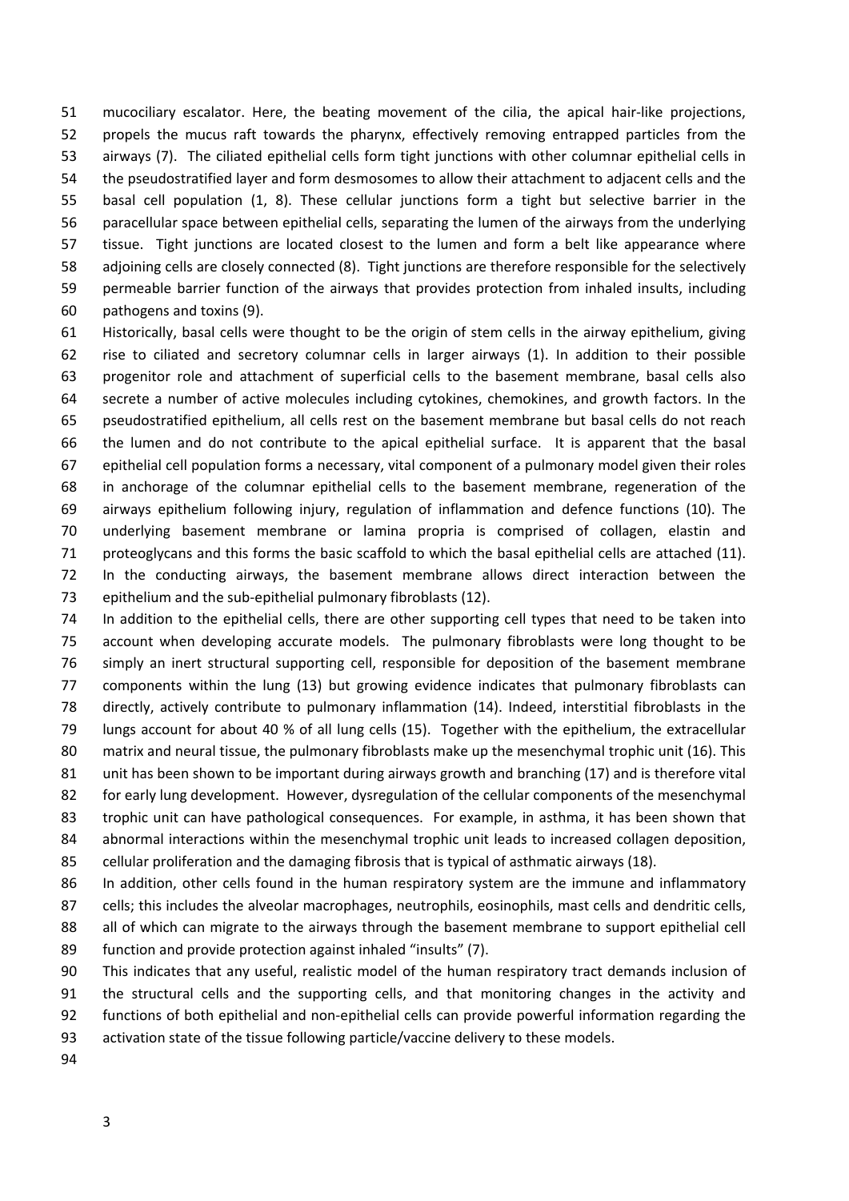mucociliary escalator. Here, the beating movement of the cilia, the apical hair-like projections, propels the mucus raft towards the pharynx, effectively removing entrapped particles from the airways (7). The ciliated epithelial cells form tight junctions with other columnar epithelial cells in the pseudostratified layer and form desmosomes to allow their attachment to adjacent cells and the basal cell population (1, 8). These cellular junctions form a tight but selective barrier in the paracellular space between epithelial cells, separating the lumen of the airways from the underlying tissue. Tight junctions are located closest to the lumen and form a belt like appearance where adjoining cells are closely connected (8). Tight junctions are therefore responsible for the selectively permeable barrier function of the airways that provides protection from inhaled insults, including pathogens and toxins (9).

Historically, basal cells were thought to be the origin of stem cells in the airway epithelium, giving rise to ciliated and secretory columnar cells in larger airways (1). In addition to their possible progenitor role and attachment of superficial cells to the basement membrane, basal cells also secrete a number of active molecules including cytokines, chemokines, and growth factors. In the pseudostratified epithelium, all cells rest on the basement membrane but basal cells do not reach the lumen and do not contribute to the apical epithelial surface. It is apparent that the basal epithelial cell population forms a necessary, vital component of a pulmonary model given their roles in anchorage of the columnar epithelial cells to the basement membrane, regeneration of the airways epithelium following injury, regulation of inflammation and defence functions (10). The underlying basement membrane or lamina propria is comprised of collagen, elastin and proteoglycans and this forms the basic scaffold to which the basal epithelial cells are attached (11). In the conducting airways, the basement membrane allows direct interaction between the epithelium and the sub-epithelial pulmonary fibroblasts (12).

In addition to the epithelial cells, there are other supporting cell types that need to be taken into account when developing accurate models. The pulmonary fibroblasts were long thought to be simply an inert structural supporting cell, responsible for deposition of the basement membrane components within the lung (13) but growing evidence indicates that pulmonary fibroblasts can directly, actively contribute to pulmonary inflammation (14). Indeed, interstitial fibroblasts in the lungs account for about 40 % of all lung cells (15). Together with the epithelium, the extracellular matrix and neural tissue, the pulmonary fibroblasts make up the mesenchymal trophic unit (16). This unit has been shown to be important during airways growth and branching (17) and is therefore vital for early lung development. However, dysregulation of the cellular components of the mesenchymal trophic unit can have pathological consequences. For example, in asthma, it has been shown that abnormal interactions within the mesenchymal trophic unit leads to increased collagen deposition, cellular proliferation and the damaging fibrosis that is typical of asthmatic airways (18).

In addition, other cells found in the human respiratory system are the immune and inflammatory cells; this includes the alveolar macrophages, neutrophils, eosinophils, mast cells and dendritic cells, all of which can migrate to the airways through the basement membrane to support epithelial cell function and provide protection against inhaled "insults" (7).

This indicates that any useful, realistic model of the human respiratory tract demands inclusion of the structural cells and the supporting cells, and that monitoring changes in the activity and functions of both epithelial and non-epithelial cells can provide powerful information regarding the activation state of the tissue following particle/vaccine delivery to these models.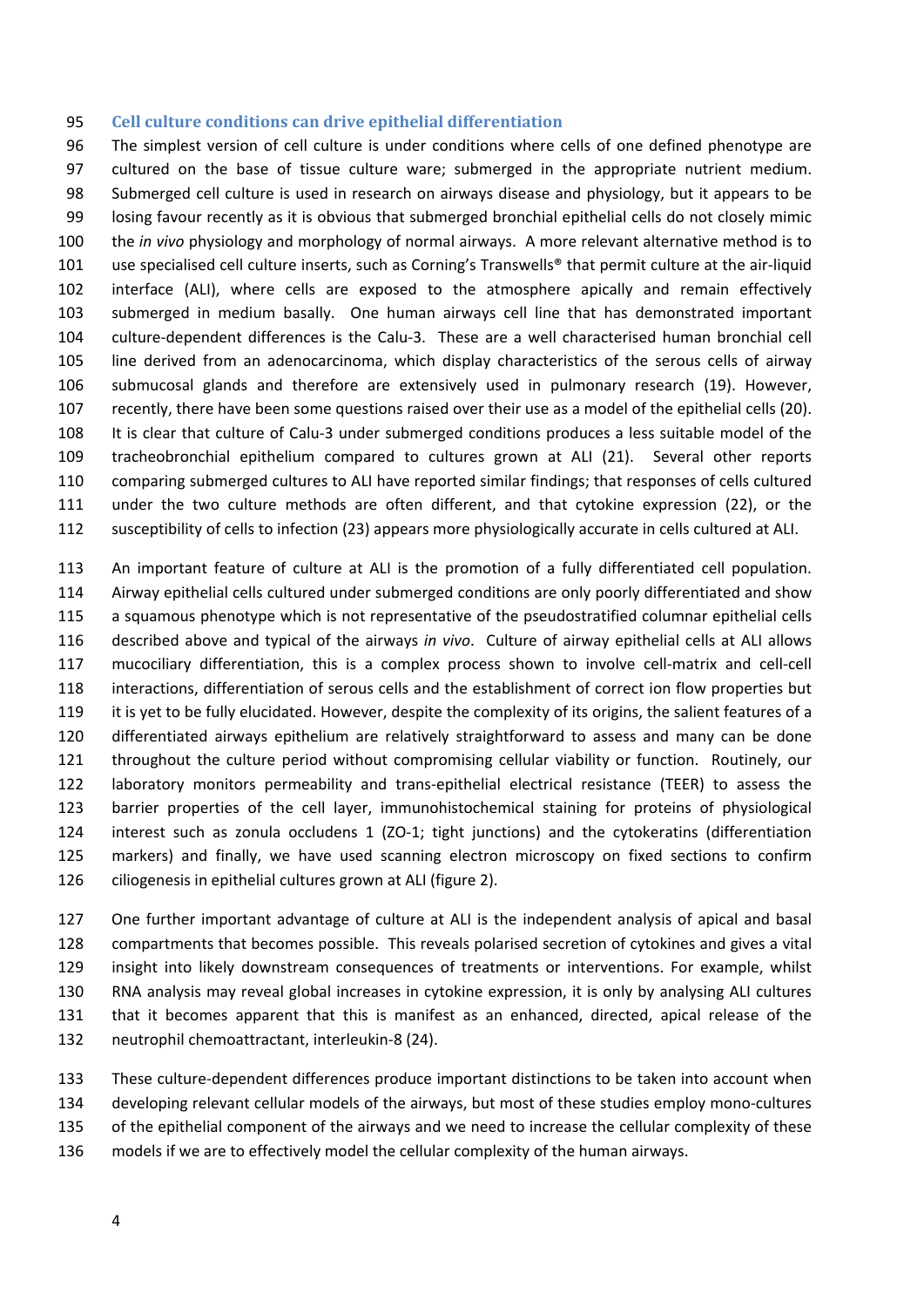## Cell culture conditions can drive epithelial differentiation

The simplest version of cell culture is under conditions where cells of one defined phenotype are cultured on the base of tissue culture ware; submerged in the appropriate nutrient medium. Submerged cell culture is used in research on airways disease and physiology, but it appears to be losing favour recently as it is obvious that submerged bronchial epithelial cells do not closely mimic the *in vivo* physiology and morphology of normal airways. A more relevant alternative method is to use specialised cell culture inserts, such as Corning's Transwells® that permit culture at the air-liquid interface (ALI), where cells are exposed to the atmosphere apically and remain effectively submerged in medium basally. One human airways cell line that has demonstrated important culture-dependent differences is the Calu-3. These are a well characterised human bronchial cell line derived from an adenocarcinoma, which display characteristics of the serous cells of airway submucosal glands and therefore are extensively used in pulmonary research (19). However, recently, there have been some questions raised over their use as a model of the epithelial cells (20). It is clear that culture of Calu-3 under submerged conditions produces a less suitable model of the tracheobronchial epithelium compared to cultures grown at ALI (21). Several other reports comparing submerged cultures to ALI have reported similar findings; that responses of cells cultured under the two culture methods are often different, and that cytokine expression (22), or the susceptibility of cells to infection (23) appears more physiologically accurate in cells cultured at ALI.

An important feature of culture at ALI is the promotion of a fully differentiated cell population. Airway epithelial cells cultured under submerged conditions are only poorly differentiated and show a squamous phenotype which is not representative of the pseudostratified columnar epithelial cells described above and typical of the airways *in vivo*. Culture of airway epithelial cells at ALI allows mucociliary differentiation, this is a complex process shown to involve cell-matrix and cell-cell interactions, differentiation of serous cells and the establishment of correct ion flow properties but it is yet to be fully elucidated. However, despite the complexity of its origins, the salient features of a differentiated airways epithelium are relatively straightforward to assess and many can be done throughout the culture period without compromising cellular viability or function. Routinely, our laboratory monitors permeability and trans-epithelial electrical resistance (TEER) to assess the barrier properties of the cell layer, immunohistochemical staining for proteins of physiological interest such as zonula occludens 1 (ZO-1; tight junctions) and the cytokeratins (differentiation markers) and finally, we have used scanning electron microscopy on fixed sections to confirm ciliogenesis in epithelial cultures grown at ALI (figure 2).

One further important advantage of culture at ALI is the independent analysis of apical and basal compartments that becomes possible. This reveals polarised secretion of cytokines and gives a vital insight into likely downstream consequences of treatments or interventions. For example, whilst RNA analysis may reveal global increases in cytokine expression, it is only by analysing ALI cultures that it becomes apparent that this is manifest as an enhanced, directed, apical release of the neutrophil chemoattractant, interleukin-8 (24).

These culture-dependent differences produce important distinctions to be taken into account when developing relevant cellular models of the airways, but most of these studies employ mono-cultures of the epithelial component of the airways and we need to increase the cellular complexity of these models if we are to effectively model the cellular complexity of the human airways.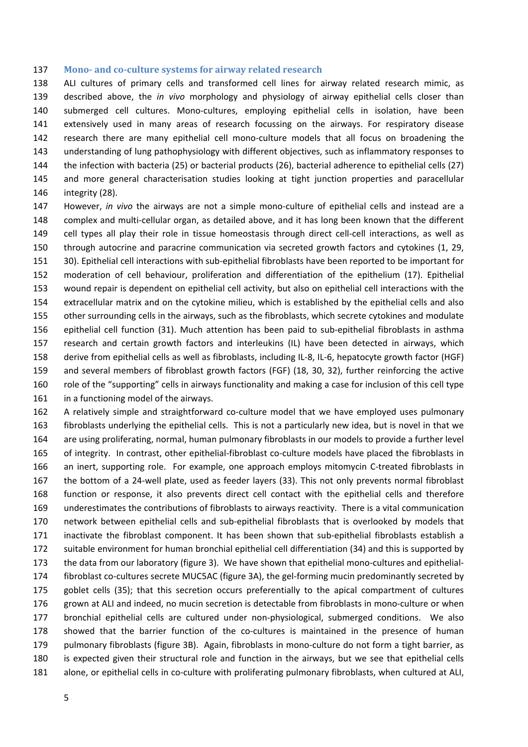### Mono- and co-culture systems for airway related research

ALI cultures of primary cells and transformed cell lines for airway related research mimic, as described above, the *in vivo* morphology and physiology of airway epithelial cells closer than submerged cell cultures. Mono-cultures, employing epithelial cells in isolation, have been extensively used in many areas of research focussing on the airways. For respiratory disease research there are many epithelial cell mono-culture models that all focus on broadening the understanding of lung pathophysiology with different objectives, such as inflammatory responses to the infection with bacteria (25) or bacterial products (26), bacterial adherence to epithelial cells (27) and more general characterisation studies looking at tight junction properties and paracellular integrity (28).

However, *in vivo* the airways are not a simple mono-culture of epithelial cells and instead are a complex and multi-cellular organ, as detailed above, and it has long been known that the different cell types all play their role in tissue homeostasis through direct cell-cell interactions, as well as through autocrine and paracrine communication via secreted growth factors and cytokines (1, 29, 30). Epithelial cell interactions with sub-epithelial fibroblasts have been reported to be important for moderation of cell behaviour, proliferation and differentiation of the epithelium (17). Epithelial wound repair is dependent on epithelial cell activity, but also on epithelial cell interactions with the extracellular matrix and on the cytokine milieu, which is established by the epithelial cells and also other surrounding cells in the airways, such as the fibroblasts, which secrete cytokines and modulate epithelial cell function (31). Much attention has been paid to sub-epithelial fibroblasts in asthma research and certain growth factors and interleukins (IL) have been detected in airways, which derive from epithelial cells as well as fibroblasts, including IL-8, IL-6, hepatocyte growth factor (HGF) and several members of fibroblast growth factors (FGF) (18, 30, 32), further reinforcing the active role of the "supporting" cells in airways functionality and making a case for inclusion of this cell type in a functioning model of the airways.

A relatively simple and straightforward co-culture model that we have employed uses pulmonary fibroblasts underlying the epithelial cells. This is not a particularly new idea, but is novel in that we are using proliferating, normal, human pulmonary fibroblasts in our models to provide a further level of integrity. In contrast, other epithelial-fibroblast co-culture models have placed the fibroblasts in an inert, supporting role. For example, one approach employs mitomycin C-treated fibroblasts in the bottom of a 24-well plate, used as feeder layers (33). This not only prevents normal fibroblast function or response, it also prevents direct cell contact with the epithelial cells and therefore underestimates the contributions of fibroblasts to airways reactivity. There is a vital communication network between epithelial cells and sub-epithelial fibroblasts that is overlooked by models that inactivate the fibroblast component. It has been shown that sub-epithelial fibroblasts establish a suitable environment for human bronchial epithelial cell differentiation (34) and this is supported by the data from our laboratory (figure 3). We have shown that epithelial mono-cultures and epithelial-fibroblast co-cultures secrete MUC5AC (figure 3A), the gel-forming mucin predominantly secreted by goblet cells (35); that this secretion occurs preferentially to the apical compartment of cultures grown at ALI and indeed, no mucin secretion is detectable from fibroblasts in mono-culture or when bronchial epithelial cells are cultured under non-physiological, submerged conditions. We also showed that the barrier function of the co-cultures is maintained in the presence of human pulmonary fibroblasts (figure 3B). Again, fibroblasts in mono-culture do not form a tight barrier, as is expected given their structural role and function in the airways, but we see that epithelial cells alone, or epithelial cells in co-culture with proliferating pulmonary fibroblasts, when cultured at ALI,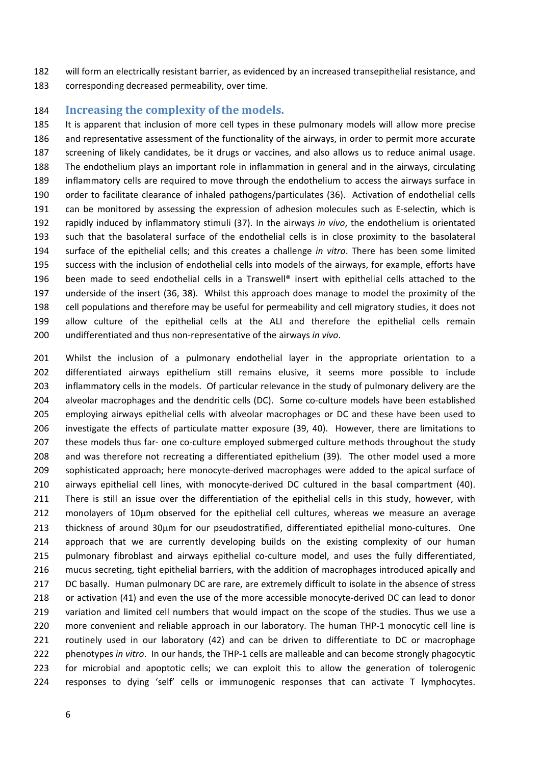will form an electrically resistant barrier, as evidenced by an increased transepithelial resistance, and corresponding decreased permeability, over time.

## Increasing the complexity of the models.

It is apparent that inclusion of more cell types in these pulmonary models will allow more precise and representative assessment of the functionality of the airways, in order to permit more accurate screening of likely candidates, be it drugs or vaccines, and also allows us to reduce animal usage. The endothelium plays an important role in inflammation in general and in the airways, circulating inflammatory cells are required to move through the endothelium to access the airways surface in order to facilitate clearance of inhaled pathogens/particulates (36). Activation of endothelial cells can be monitored by assessing the expression of adhesion molecules such as E-selectin, which is rapidly induced by inflammatory stimuli (37). In the airways *in vivo*, the endothelium is orientated such that the basolateral surface of the endothelial cells is in close proximity to the basolateral surface of the epithelial cells; and this creates a challenge *in vitro*. There has been some limited success with the inclusion of endothelial cells into models of the airways, for example, efforts have been made to seed endothelial cells in a Transwell® insert with epithelial cells attached to the underside of the insert (36, 38). Whilst this approach does manage to model the proximity of the cell populations and therefore may be useful for permeability and cell migratory studies, it does not allow culture of the epithelial cells at the ALI and therefore the epithelial cells remain undifferentiated and thus non-representative of the airways *in vivo*.

Whilst the inclusion of a pulmonary endothelial layer in the appropriate orientation to a differentiated airways epithelium still remains elusive, it seems more possible to include inflammatory cells in the models. Of particular relevance in the study of pulmonary delivery are the alveolar macrophages and the dendritic cells (DC). Some co-culture models have been established employing airways epithelial cells with alveolar macrophages or DC and these have been used to investigate the effects of particulate matter exposure (39, 40). However, there are limitations to these models thus far- one co-culture employed submerged culture methods throughout the study and was therefore not recreating a differentiated epithelium (39). The other model used a more sophisticated approach; here monocyte-derived macrophages were added to the apical surface of airways epithelial cell lines, with monocyte-derived DC cultured in the basal compartment (40). There is still an issue over the differentiation of the epithelial cells in this study, however, with monolayers of 10μm observed for the epithelial cell cultures, whereas we measure an average thickness of around 30μm for our pseudostratified, differentiated epithelial mono-cultures. One approach that we are currently developing builds on the existing complexity of our human pulmonary fibroblast and airways epithelial co-culture model, and uses the fully differentiated, mucus secreting, tight epithelial barriers, with the addition of macrophages introduced apically and DC basally. Human pulmonary DC are rare, are extremely difficult to isolate in the absence of stress or activation (41) and even the use of the more accessible monocyte-derived DC can lead to donor variation and limited cell numbers that would impact on the scope of the studies. Thus we use a more convenient and reliable approach in our laboratory. The human THP-1 monocytic cell line is routinely used in our laboratory (42) and can be driven to differentiate to DC or macrophage phenotypes *in vitro*. In our hands, the THP-1 cells are malleable and can become strongly phagocytic for microbial and apoptotic cells; we can exploit this to allow the generation of tolerogenic responses to dying 'self' cells or immunogenic responses that can activate T lymphocytes.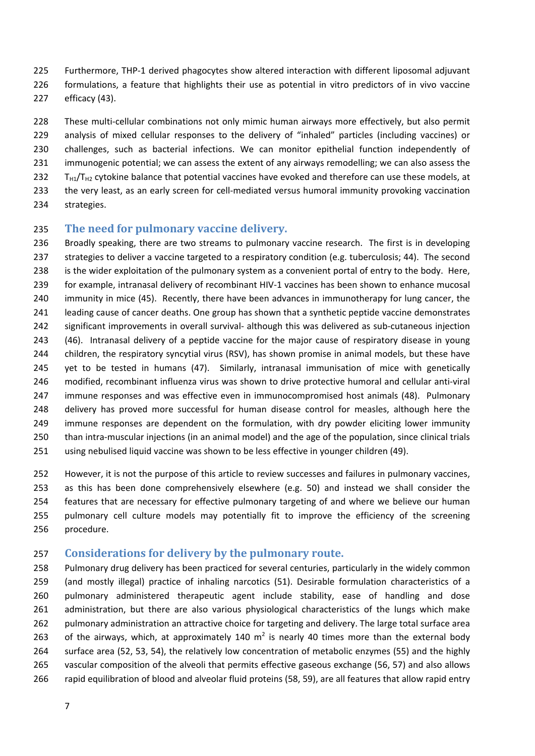Furthermore, THP-1 derived phagocytes show altered interaction with different liposomal adjuvant formulations, a feature that highlights their use as potential in vitro predictors of in vivo vaccine efficacy (43).

These multi-cellular combinations not only mimic human airways more effectively, but also permit analysis of mixed cellular responses to the delivery of "inhaled" particles (including vaccines) or challenges, such as bacterial infections. We can monitor epithelial function independently of immunogenic potential; we can assess the extent of any airways remodelling; we can also assess the $T_{H1}/T_{H2}$ cytokine balance that potential vaccines have evoked and therefore can use these models, at the very least, as an early screen for cell-mediated versus humoral immunity provoking vaccination strategies.

## The need for pulmonary vaccine delivery.

Broadly speaking, there are two streams to pulmonary vaccine research. The first is in developing strategies to deliver a vaccine targeted to a respiratory condition (e.g. tuberculosis; 44). The second is the wider exploitation of the pulmonary system as a convenient portal of entry to the body. Here, for example, intranasal delivery of recombinant HIV-1 vaccines has been shown to enhance mucosal immunity in mice (45). Recently, there have been advances in immunotherapy for lung cancer, the leading cause of cancer deaths. One group has shown that a synthetic peptide vaccine demonstrates significant improvements in overall survival- although this was delivered as sub-cutaneous injection (46). Intranasal delivery of a peptide vaccine for the major cause of respiratory disease in young children, the respiratory syncytial virus (RSV), has shown promise in animal models, but these have yet to be tested in humans (47). Similarly, intranasal immunisation of mice with genetically modified, recombinant influenza virus was shown to drive protective humoral and cellular anti-viral immune responses and was effective even in immunocompromised host animals (48). Pulmonary delivery has proved more successful for human disease control for measles, although here the immune responses are dependent on the formulation, with dry powder eliciting lower immunity than intra-muscular injections (in an animal model) and the age of the population, since clinical trials using nebulised liquid vaccine was shown to be less effective in younger children (49).

However, it is not the purpose of this article to review successes and failures in pulmonary vaccines, as this has been done comprehensively elsewhere (e.g. 50) and instead we shall consider the features that are necessary for effective pulmonary targeting of and where we believe our human pulmonary cell culture models may potentially fit to improve the efficiency of the screening procedure.

## Considerations for delivery by the pulmonary route.

Pulmonary drug delivery has been practiced for several centuries, particularly in the widely common (and mostly illegal) practice of inhaling narcotics (51). Desirable formulation characteristics of a pulmonary administered therapeutic agent include stability, ease of handling and dose administration, but there are also various physiological characteristics of the lungs which make pulmonary administration an attractive choice for targeting and delivery. The large total surface area of the airways, which, at approximately 140 $m^2$ is nearly 40 times more than the external body surface area (52, 53, 54), the relatively low concentration of metabolic enzymes (55) and the highly vascular composition of the alveoli that permits effective gaseous exchange (56, 57) and also allows rapid equilibration of blood and alveolar fluid proteins (58, 59), are all features that allow rapid entry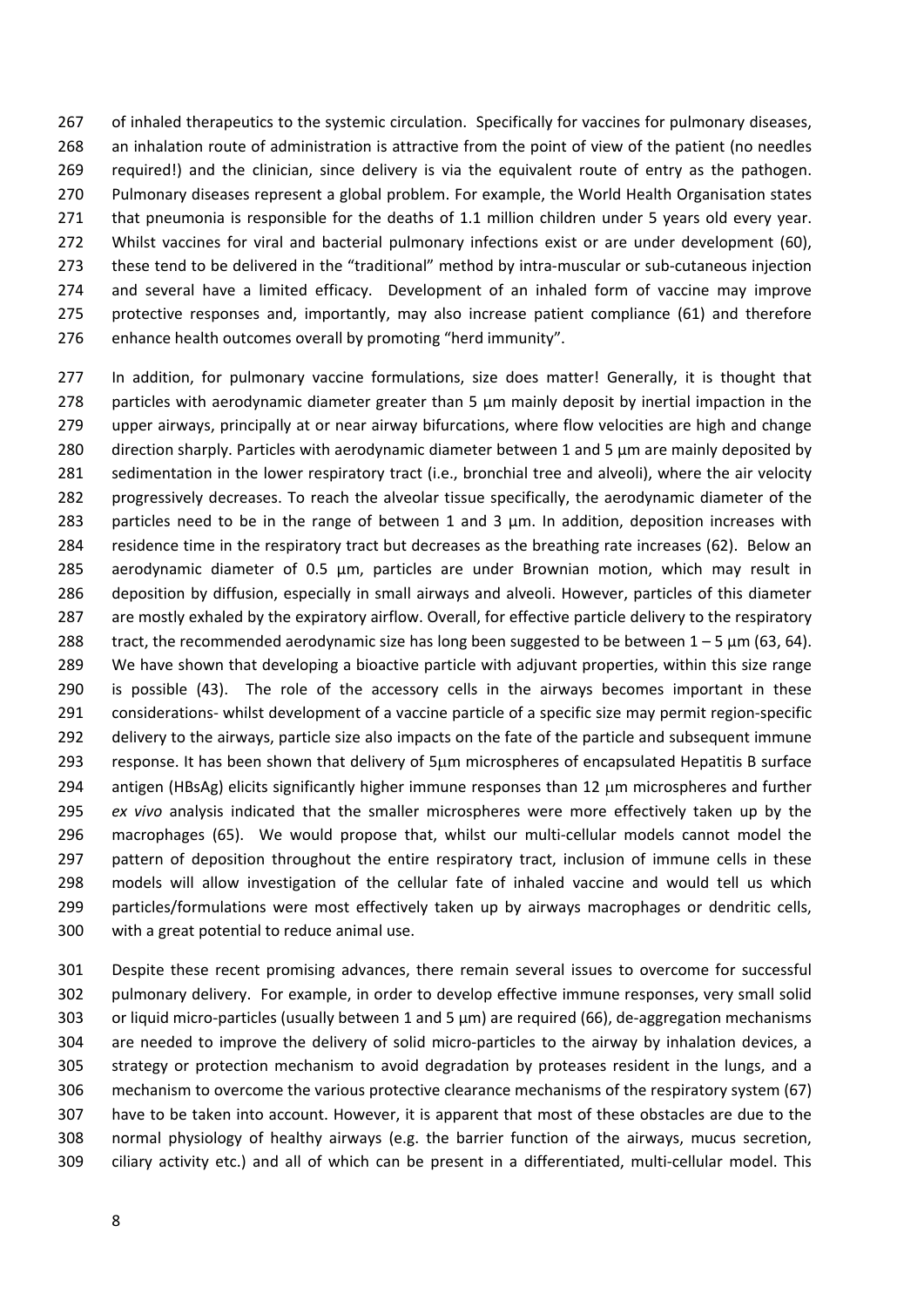of inhaled therapeutics to the systemic circulation. Specifically for vaccines for pulmonary diseases, an inhalation route of administration is attractive from the point of view of the patient (no needles required!) and the clinician, since delivery is via the equivalent route of entry as the pathogen. Pulmonary diseases represent a global problem. For example, the World Health Organisation states that pneumonia is responsible for the deaths of 1.1 million children under 5 years old every year. Whilst vaccines for viral and bacterial pulmonary infections exist or are under development (60), these tend to be delivered in the "traditional" method by intra-muscular or sub-cutaneous injection and several have a limited efficacy. Development of an inhaled form of vaccine may improve protective responses and, importantly, may also increase patient compliance (61) and therefore enhance health outcomes overall by promoting "herd immunity".

In addition, for pulmonary vaccine formulations, size does matter! Generally, it is thought that particles with aerodynamic diameter greater than 5 µm mainly deposit by inertial impaction in the upper airways, principally at or near airway bifurcations, where flow velocities are high and change direction sharply. Particles with aerodynamic diameter between 1 and 5 µm are mainly deposited by sedimentation in the lower respiratory tract (i.e., bronchial tree and alveoli), where the air velocity progressively decreases. To reach the alveolar tissue specifically, the aerodynamic diameter of the particles need to be in the range of between 1 and 3 µm. In addition, deposition increases with residence time in the respiratory tract but decreases as the breathing rate increases (62). Below an aerodynamic diameter of 0.5 µm, particles are under Brownian motion, which may result in deposition by diffusion, especially in small airways and alveoli. However, particles of this diameter are mostly exhaled by the expiratory airflow. Overall, for effective particle delivery to the respiratory tract, the recommended aerodynamic size has long been suggested to be between 1 – 5 µm (63, 64). We have shown that developing a bioactive particle with adjuvant properties, within this size range is possible (43). The role of the accessory cells in the airways becomes important in these considerations- whilst development of a vaccine particle of a specific size may permit region-specific delivery to the airways, particle size also impacts on the fate of the particle and subsequent immune response. It has been shown that delivery of 5µm microspheres of encapsulated Hepatitis B surface antigen (HBsAg) elicits significantly higher immune responses than 12 µm microspheres and further *ex vivo* analysis indicated that the smaller microspheres were more effectively taken up by the macrophages (65). We would propose that, whilst our multi-cellular models cannot model the pattern of deposition throughout the entire respiratory tract, inclusion of immune cells in these models will allow investigation of the cellular fate of inhaled vaccine and would tell us which particles/formulations were most effectively taken up by airways macrophages or dendritic cells, with a great potential to reduce animal use.

Despite these recent promising advances, there remain several issues to overcome for successful pulmonary delivery. For example, in order to develop effective immune responses, very small solid or liquid micro-particles (usually between 1 and 5 µm) are required (66), de-aggregation mechanisms are needed to improve the delivery of solid micro-particles to the airway by inhalation devices, a strategy or protection mechanism to avoid degradation by proteases resident in the lungs, and a mechanism to overcome the various protective clearance mechanisms of the respiratory system (67) have to be taken into account. However, it is apparent that most of these obstacles are due to the normal physiology of healthy airways (e.g. the barrier function of the airways, mucus secretion, ciliary activity etc.) and all of which can be present in a differentiated, multi-cellular model. This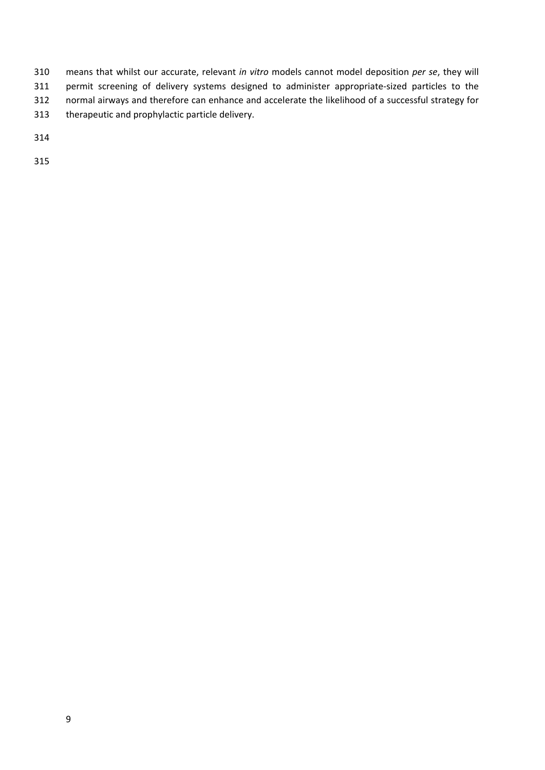means that whilst our accurate, relevant *in vitro* models cannot model deposition *per se*, they will permit screening of delivery systems designed to administer appropriate-sized particles to the normal airways and therefore can enhance and accelerate the likelihood of a successful strategy for therapeutic and prophylactic particle delivery.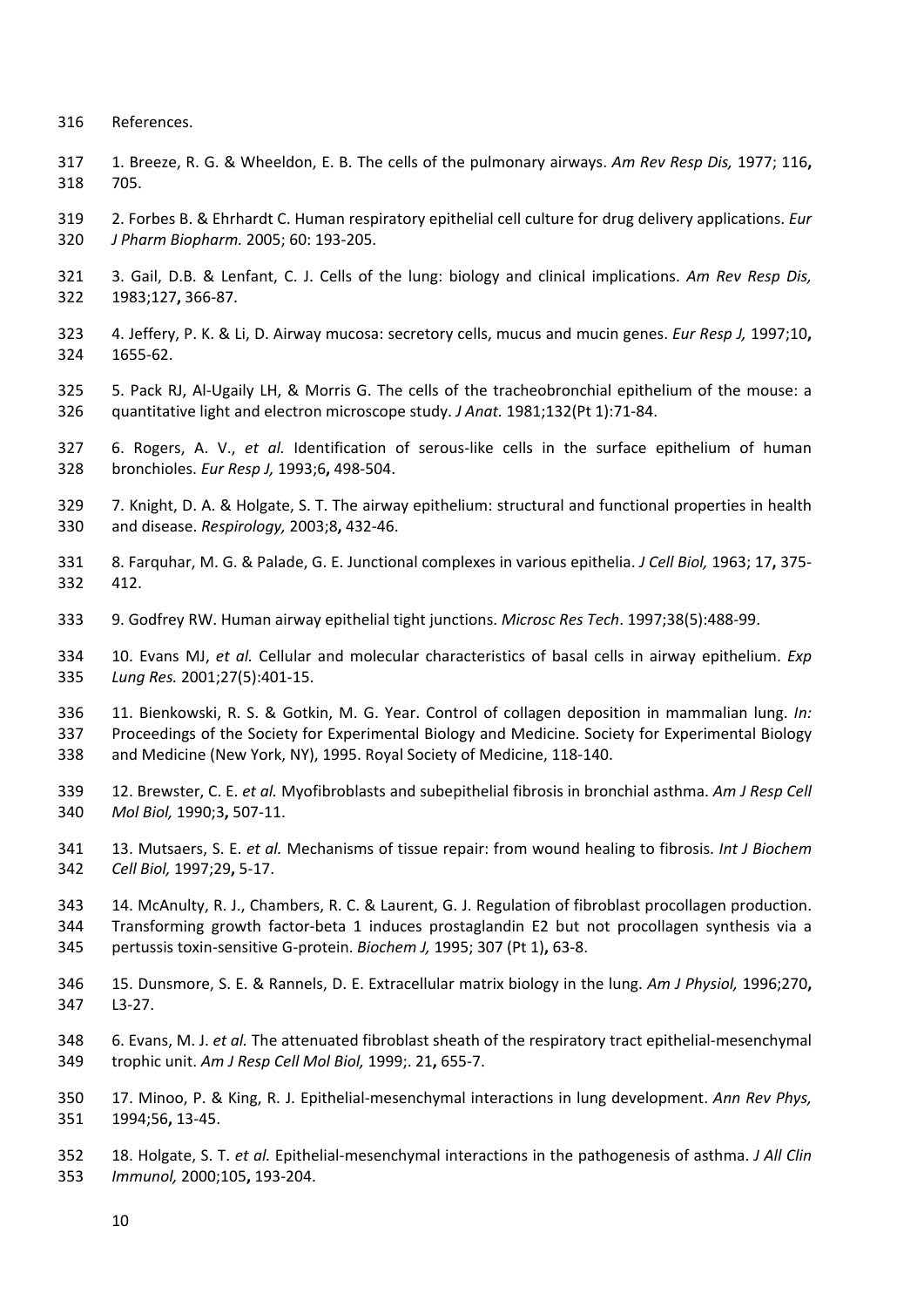References.

1. Breeze, R. G. & Wheeldon, E. B. The cells of the pulmonary airways. *Am Rev Resp Dis,* 1977; 116**,** 705.

2. Forbes B. & Ehrhardt C. Human respiratory epithelial cell culture for drug delivery applications. *Eur J Pharm Biopharm.* 2005; 60: 193-205.

3. Gail, D.B. & Lenfant, C. J. Cells of the lung: biology and clinical implications. *Am Rev Resp Dis,* 1983;127**,** 366-87.

4. Jeffery, P. K. & Li, D. Airway mucosa: secretory cells, mucus and mucin genes. *Eur Resp J,* 1997;10**,** 1655-62.

5. Pack RJ, Al-Ugaily LH, & Morris G. The cells of the tracheobronchial epithelium of the mouse: a quantitative light and electron microscope study. *J Anat.* 1981;132(Pt 1):71-84.

6. Rogers, A. V., *et al.* Identification of serous-like cells in the surface epithelium of human bronchioles. *Eur Resp J,* 1993;6**,** 498-504.

7. Knight, D. A. & Holgate, S. T. The airway epithelium: structural and functional properties in health and disease. *Respirology,* 2003;8**,** 432-46.

8. Farquhar, M. G. & Palade, G. E. Junctional complexes in various epithelia. *J Cell Biol,* 1963; 17**,** 375-412.

9. Godfrey RW. Human airway epithelial tight junctions. *Microsc Res Tech*. 1997;38(5):488-99.

10. Evans MJ, *et al.* Cellular and molecular characteristics of basal cells in airway epithelium. *Exp Lung Res.* 2001;27(5):401-15.

11. Bienkowski, R. S. & Gotkin, M. G. Year. Control of collagen deposition in mammalian lung. *In:* Proceedings of the Society for Experimental Biology and Medicine. Society for Experimental Biology and Medicine (New York, NY), 1995. Royal Society of Medicine, 118-140.

12. Brewster, C. E. *et al.* Myofibroblasts and subepithelial fibrosis in bronchial asthma. *Am J Resp Cell Mol Biol,* 1990;3**,** 507-11.

13. Mutsaers, S. E. *et al.* Mechanisms of tissue repair: from wound healing to fibrosis. *Int J Biochem Cell Biol,* 1997;29**,** 5-17.

14. McAnulty, R. J., Chambers, R. C. & Laurent, G. J. Regulation of fibroblast procollagen production. Transforming growth factor-beta 1 induces prostaglandin E2 but not procollagen synthesis via a pertussis toxin-sensitive G-protein. *Biochem J,* 1995; 307 (Pt 1)**,** 63-8.

15. Dunsmore, S. E. & Rannels, D. E. Extracellular matrix biology in the lung. *Am J Physiol,* 1996;270**,** L3-27.

6. Evans, M. J. *et al.* The attenuated fibroblast sheath of the respiratory tract epithelial-mesenchymal trophic unit. *Am J Resp Cell Mol Biol,* 1999;. 21**,** 655-7.

17. Minoo, P. & King, R. J. Epithelial-mesenchymal interactions in lung development. *Ann Rev Phys,* 1994;56**,** 13-45.

18. Holgate, S. T. *et al.* Epithelial-mesenchymal interactions in the pathogenesis of asthma. *J All Clin Immunol,* 2000;105**,** 193-204.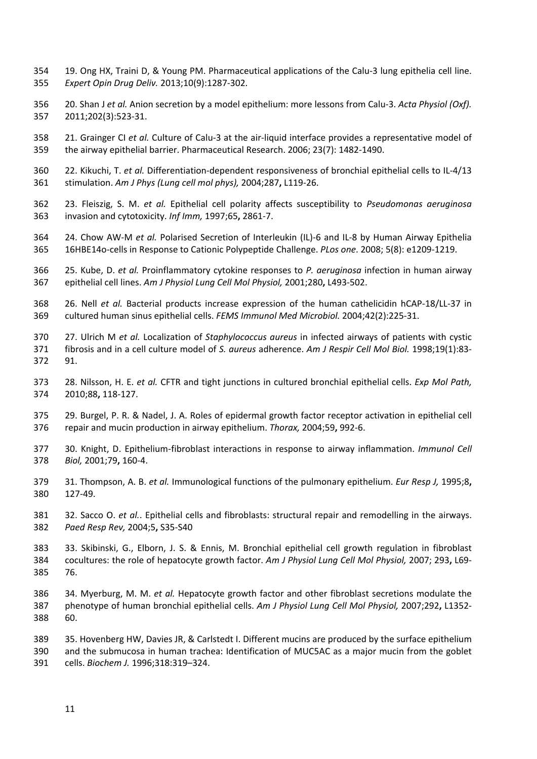19. Ong HX, Traini D, & Young PM. Pharmaceutical applications of the Calu-3 lung epithelia cell line. *Expert Opin Drug Deliv.* 2013;10(9):1287-302.

20. Shan J *et al.* Anion secretion by a model epithelium: more lessons from Calu-3. *Acta Physiol (Oxf).* 2011;202(3):523-31.

21. Grainger CI *et al.* Culture of Calu-3 at the air-liquid interface provides a representative model of the airway epithelial barrier. Pharmaceutical Research. 2006; 23(7): 1482-1490.

22. Kikuchi, T. *et al.* Differentiation-dependent responsiveness of bronchial epithelial cells to IL-4/13 stimulation. *Am J Phys (Lung cell mol phys),* 2004;287**,** L119-26.

23. Fleiszig, S. M. *et al.* Epithelial cell polarity affects susceptibility to *Pseudomonas aeruginosa* invasion and cytotoxicity. *Inf Imm,* 1997;65**,** 2861-7.

24. Chow AW-M *et al.* Polarised Secretion of Interleukin (IL)-6 and IL-8 by Human Airway Epithelia 16HBE14o-cells in Response to Cationic Polypeptide Challenge. *PLos one*. 2008; 5(8): e1209-1219.

25. Kube, D. *et al.* Proinflammatory cytokine responses to *P. aeruginosa* infection in human airway epithelial cell lines. *Am J Physiol Lung Cell Mol Physiol,* 2001;280**,** L493-502.

26. Nell *et al.* Bacterial products increase expression of the human cathelicidin hCAP-18/LL-37 in cultured human sinus epithelial cells. *FEMS Immunol Med Microbiol.* 2004;42(2):225-31.

27. Ulrich M *et al.* Localization of *Staphylococcus aureus* in infected airways of patients with cystic fibrosis and in a cell culture model of *S. aureus* adherence. *Am J Respir Cell Mol Biol.* 1998;19(1):83-91.

28. Nilsson, H. E. *et al.* CFTR and tight junctions in cultured bronchial epithelial cells. *Exp Mol Path,* 2010;88**,** 118-127.

29. Burgel, P. R. & Nadel, J. A. Roles of epidermal growth factor receptor activation in epithelial cell repair and mucin production in airway epithelium. *Thorax,* 2004;59**,** 992-6.

30. Knight, D. Epithelium-fibroblast interactions in response to airway inflammation. *Immunol Cell Biol,* 2001;79**,** 160-4.

31. Thompson, A. B. *et al.* Immunological functions of the pulmonary epithelium. *Eur Resp J,* 1995;8**,** 127-49.

32. Sacco O. *et al.*. Epithelial cells and fibroblasts: structural repair and remodelling in the airways. *Paed Resp Rev,* 2004;5**,** S35-S40

33. Skibinski, G., Elborn, J. S. & Ennis, M. Bronchial epithelial cell growth regulation in fibroblast cocultures: the role of hepatocyte growth factor. *Am J Physiol Lung Cell Mol Physiol,* 2007; 293**,** L69-76.

34. Myerburg, M. M. *et al.* Hepatocyte growth factor and other fibroblast secretions modulate the phenotype of human bronchial epithelial cells. *Am J Physiol Lung Cell Mol Physiol,* 2007;292**,** L1352-60.

35. Hovenberg HW, Davies JR, & Carlstedt I. Different mucins are produced by the surface epithelium and the submucosa in human trachea: Identification of MUC5AC as a major mucin from the goblet cells. *Biochem J.* 1996;318:319–324.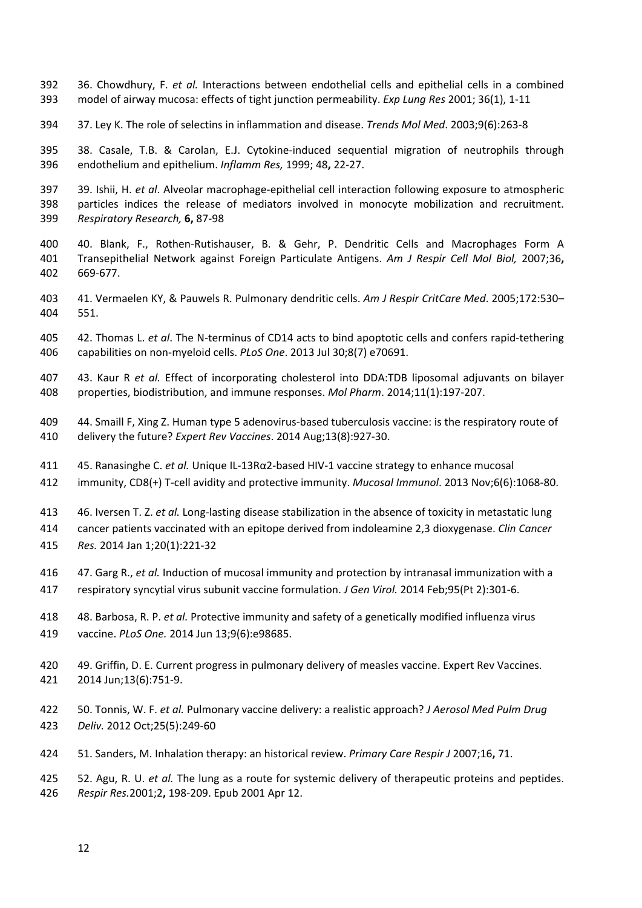36. Chowdhury, F. *et al.* Interactions between endothelial cells and epithelial cells in a combined model of airway mucosa: effects of tight junction permeability. *Exp Lung Res* 2001; 36(1), 1-11

37. Ley K. The role of selectins in inflammation and disease. *Trends Mol Med*. 2003;9(6):263-8

38. Casale, T.B. & Carolan, E.J. Cytokine-induced sequential migration of neutrophils through endothelium and epithelium. *Inflamm Res,* 1999; 48**,** 22-27.

39. Ishii, H. *et al*. Alveolar macrophage-epithelial cell interaction following exposure to atmospheric particles indices the release of mediators involved in monocyte mobilization and recruitment. *Respiratory Research,* **6,** 87-98

40. Blank, F., Rothen-Rutishauser, B. & Gehr, P. Dendritic Cells and Macrophages Form A Transepithelial Network against Foreign Particulate Antigens. *Am J Respir Cell Mol Biol,* 2007;36**,** 669-677.

41. Vermaelen KY, & Pauwels R. Pulmonary dendritic cells. *Am J Respir CritCare Med*. 2005;172:530–551.

42. Thomas L. *et al*. The N-terminus of CD14 acts to bind apoptotic cells and confers rapid-tethering capabilities on non-myeloid cells. *PLoS One*. 2013 Jul 30;8(7) e70691.

43. Kaur R *et al.* Effect of incorporating cholesterol into DDA:TDB liposomal adjuvants on bilayer properties, biodistribution, and immune responses. *Mol Pharm*. 2014;11(1):197-207.

44. Smaill F, Xing Z. Human type 5 adenovirus-based tuberculosis vaccine: is the respiratory route of delivery the future? *Expert Rev Vaccines*. 2014 Aug;13(8):927-30.

45. Ranasinghe C. *et al.* Unique IL-13Rα2-based HIV-1 vaccine strategy to enhance mucosal immunity, CD8(+) T-cell avidity and protective immunity. *Mucosal Immunol*. 2013 Nov;6(6):1068-80.

46. Iversen T. Z. *et al.* Long-lasting disease stabilization in the absence of toxicity in metastatic lung cancer patients vaccinated with an epitope derived from indoleamine 2,3 dioxygenase. *Clin Cancer Res.* 2014 Jan 1;20(1):221-32

47. Garg R., *et al.* Induction of mucosal immunity and protection by intranasal immunization with a respiratory syncytial virus subunit vaccine formulation. *J Gen Virol.* 2014 Feb;95(Pt 2):301-6.

48. Barbosa, R. P. *et al.* Protective immunity and safety of a genetically modified influenza virus vaccine. *PLoS One.* 2014 Jun 13;9(6):e98685.

49. Griffin, D. E. Current progress in pulmonary delivery of measles vaccine. Expert Rev Vaccines. 2014 Jun;13(6):751-9.

50. Tonnis, W. F. *et al.* Pulmonary vaccine delivery: a realistic approach? *J Aerosol Med Pulm Drug Deliv.* 2012 Oct;25(5):249-60

51. Sanders, M. Inhalation therapy: an historical review. *Primary Care Respir J* 2007;16**,** 71.

52. Agu, R. U. *et al.* The lung as a route for systemic delivery of therapeutic proteins and peptides. *Respir Res.*2001;2**,** 198-209. Epub 2001 Apr 12.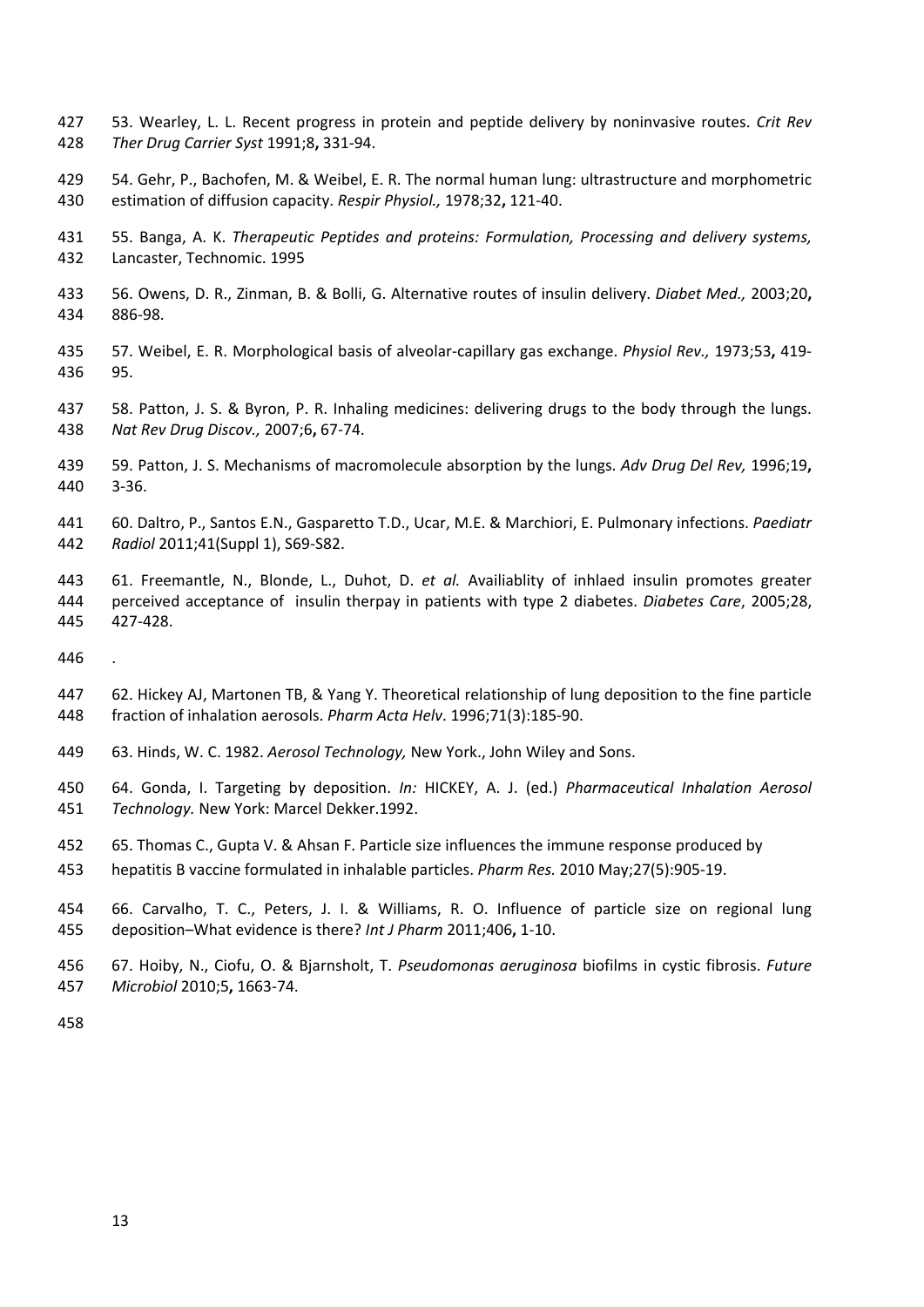53. Wearley, L. L. Recent progress in protein and peptide delivery by noninvasive routes. *Crit Rev Ther Drug Carrier Syst* 1991;8**,** 331-94.

54. Gehr, P., Bachofen, M. & Weibel, E. R. The normal human lung: ultrastructure and morphometric estimation of diffusion capacity. *Respir Physiol.,* 1978;32**,** 121-40.

55. Banga, A. K. *Therapeutic Peptides and proteins: Formulation, Processing and delivery systems,* Lancaster, Technomic. 1995

56. Owens, D. R., Zinman, B. & Bolli, G. Alternative routes of insulin delivery. *Diabet Med.,* 2003;20**,** 886-98.

57. Weibel, E. R. Morphological basis of alveolar-capillary gas exchange. *Physiol Rev.,* 1973;53**,** 419-95.

58. Patton, J. S. & Byron, P. R. Inhaling medicines: delivering drugs to the body through the lungs. *Nat Rev Drug Discov.,* 2007;6**,** 67-74.

59. Patton, J. S. Mechanisms of macromolecule absorption by the lungs. *Adv Drug Del Rev,* 1996;19**,** 3-36.

60. Daltro, P., Santos E.N., Gasparetto T.D., Ucar, M.E. & Marchiori, E. Pulmonary infections. *Paediatr Radiol* 2011;41(Suppl 1), S69-S82.

61. Freemantle, N., Blonde, L., Duhot, D. *et al.* Availiablity of inhlaed insulin promotes greater perceived acceptance of insulin therpay in patients with type 2 diabetes. *Diabetes Care*, 2005;28, 427-428.

.

62. Hickey AJ, Martonen TB, & Yang Y. Theoretical relationship of lung deposition to the fine particle fraction of inhalation aerosols. *Pharm Acta Helv*. 1996;71(3):185-90.

63. Hinds, W. C. 1982. *Aerosol Technology,* New York., John Wiley and Sons.

64. Gonda, I. Targeting by deposition. *In:* HICKEY, A. J. (ed.) *Pharmaceutical Inhalation Aerosol Technology.* New York: Marcel Dekker.1992.

65. Thomas C., Gupta V. & Ahsan F. Particle size influences the immune response produced by hepatitis B vaccine formulated in inhalable particles. *Pharm Res.* 2010 May;27(5):905-19.

66. Carvalho, T. C., Peters, J. I. & Williams, R. O. Influence of particle size on regional lung deposition–What evidence is there? *Int J Pharm* 2011;406**,** 1-10.

67. Hoiby, N., Ciofu, O. & Bjarnsholt, T. *Pseudomonas aeruginosa* biofilms in cystic fibrosis. *Future Microbiol* 2010;5**,** 1663-74.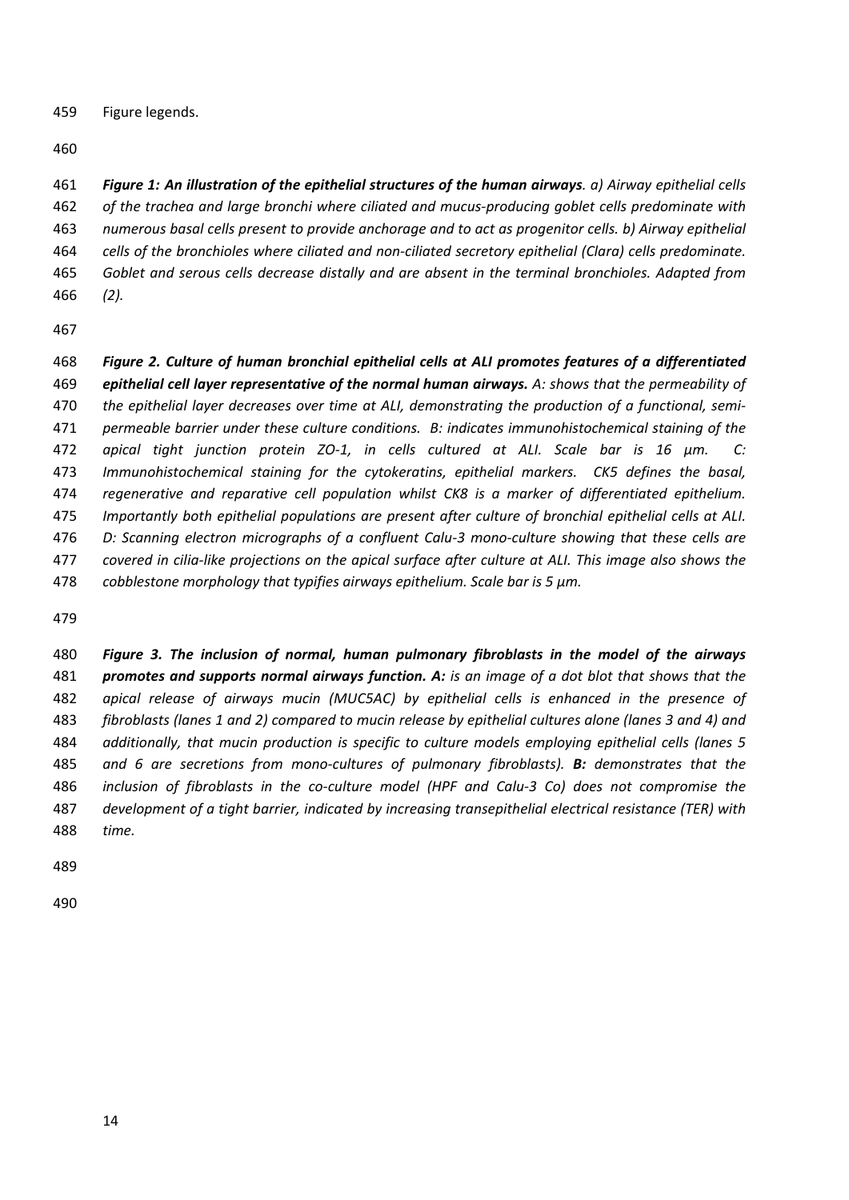Figure legends.

***Figure 1: An illustration of the epithelial structures of the human airways****. a) Airway epithelial cells of the trachea and large bronchi where ciliated and mucus-producing goblet cells predominate with numerous basal cells present to provide anchorage and to act as progenitor cells. b) Airway epithelial cells of the bronchioles where ciliated and non-ciliated secretory epithelial (Clara) cells predominate. Goblet and serous cells decrease distally and are absent in the terminal bronchioles. Adapted from (2).*

***Figure 2. Culture of human bronchial epithelial cells at ALI promotes features of a differentiated epithelial cell layer representative of the normal human airways.*** *A: shows that the permeability of the epithelial layer decreases over time at ALI, demonstrating the production of a functional, semi-permeable barrier under these culture conditions. B: indicates immunohistochemical staining of the apical tight junction protein ZO-1, in cells cultured at ALI. Scale bar is 16 µm. C: Immunohistochemical staining for the cytokeratins, epithelial markers. CK5 defines the basal, regenerative and reparative cell population whilst CK8 is a marker of differentiated epithelium. Importantly both epithelial populations are present after culture of bronchial epithelial cells at ALI. D: Scanning electron micrographs of a confluent Calu-3 mono-culture showing that these cells are covered in cilia-like projections on the apical surface after culture at ALI. This image also shows the cobblestone morphology that typifies airways epithelium. Scale bar is 5 µm.*

***Figure 3. The inclusion of normal, human pulmonary fibroblasts in the model of the airways promotes and supports normal airways function. A:*** *is an image of a dot blot that shows that the apical release of airways mucin (MUC5AC) by epithelial cells is enhanced in the presence of fibroblasts (lanes 1 and 2) compared to mucin release by epithelial cultures alone (lanes 3 and 4) and additionally, that mucin production is specific to culture models employing epithelial cells (lanes 5 and 6 are secretions from mono-cultures of pulmonary fibroblasts).* ***B:*** *demonstrates that the inclusion of fibroblasts in the co-culture model (HPF and Calu-3 Co) does not compromise the development of a tight barrier, indicated by increasing transepithelial electrical resistance (TER) with time.*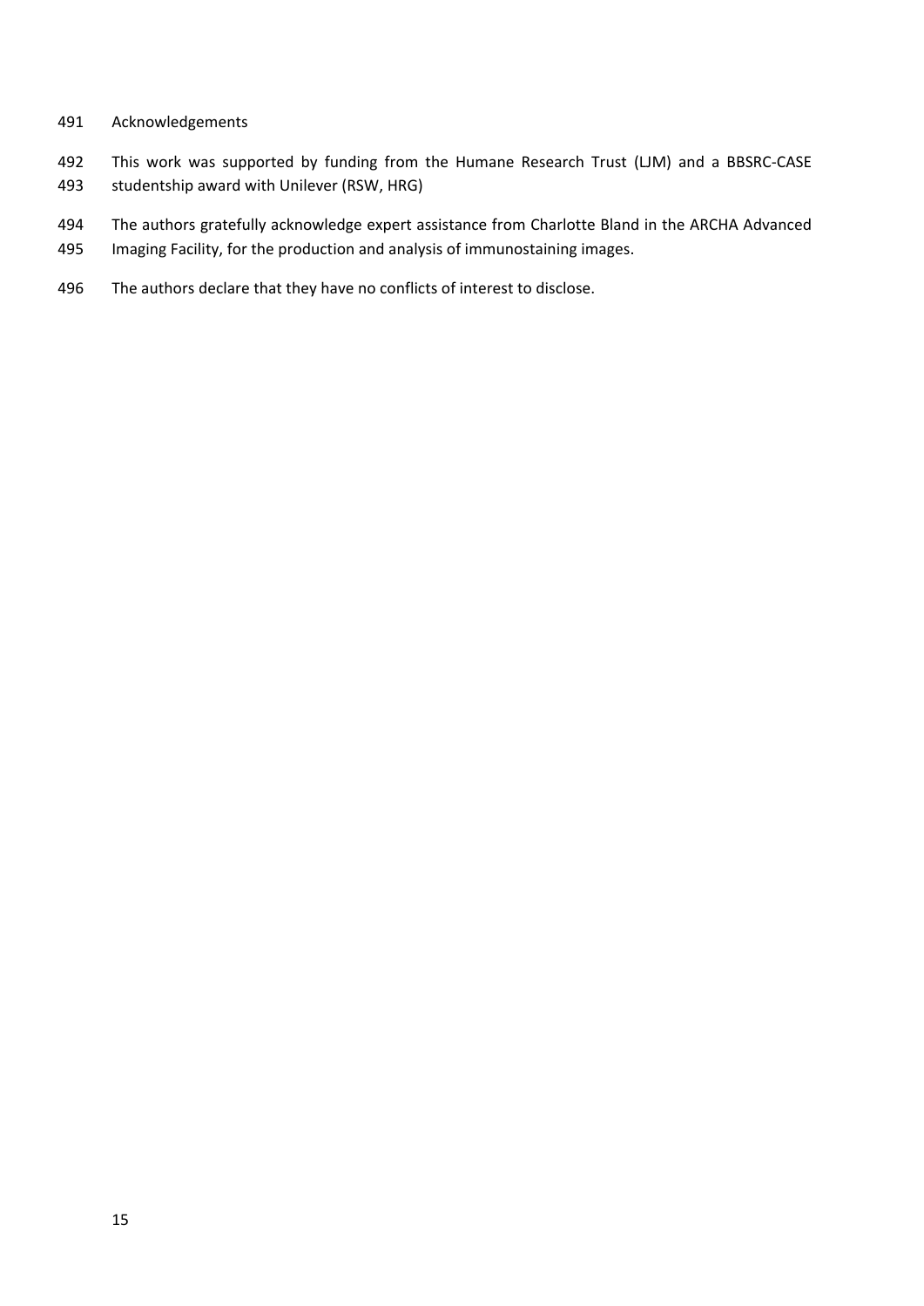## Acknowledgements

This work was supported by funding from the Humane Research Trust (LJM) and a BBSRC-CASE studentship award with Unilever (RSW, HRG)

The authors gratefully acknowledge expert assistance from Charlotte Bland in the ARCHA Advanced Imaging Facility, for the production and analysis of immunostaining images.

The authors declare that they have no conflicts of interest to disclose.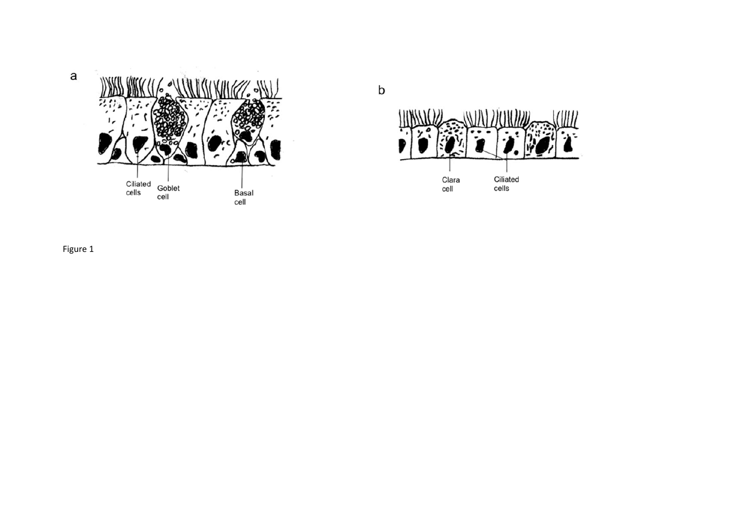Figure 1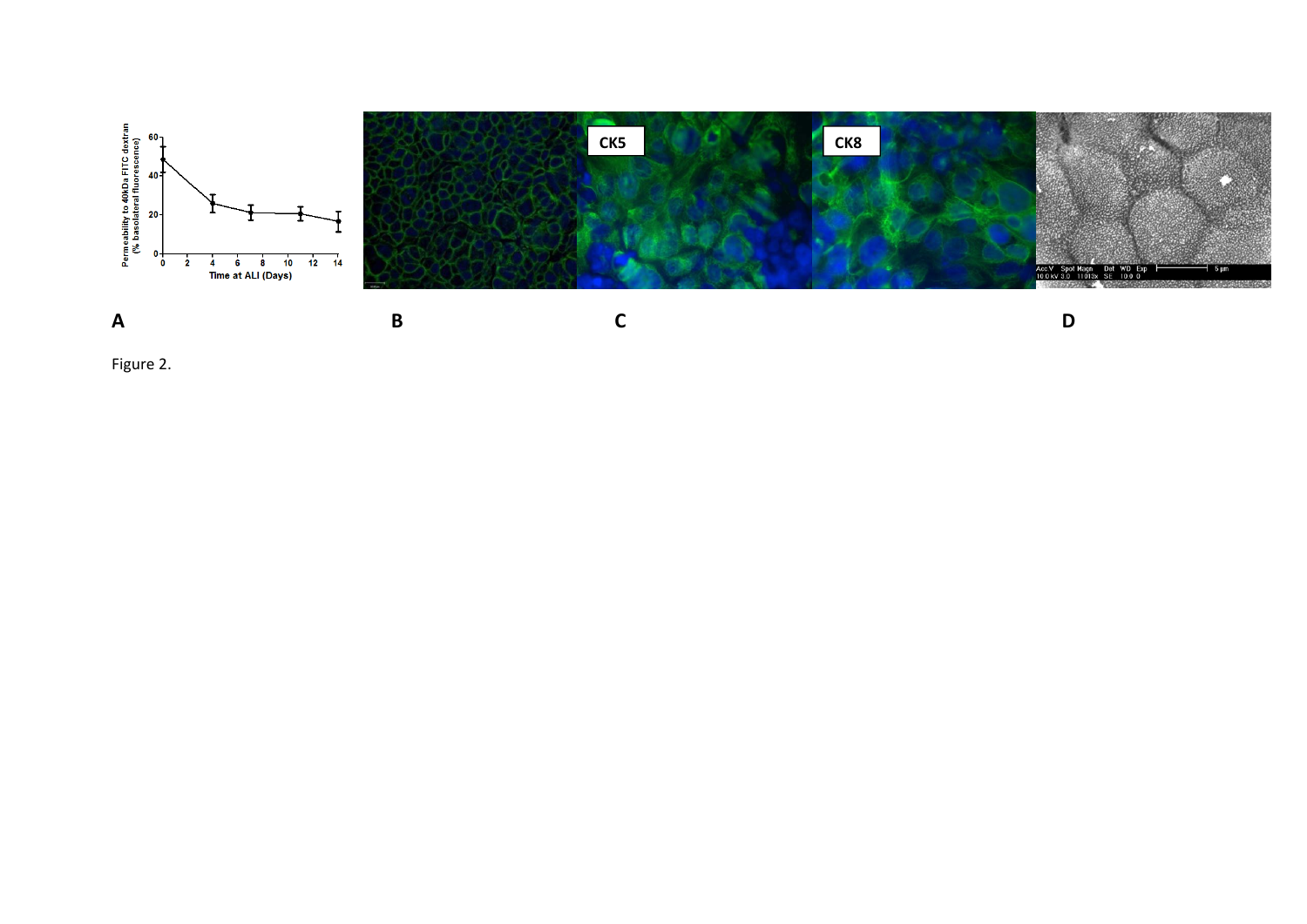Figure 2.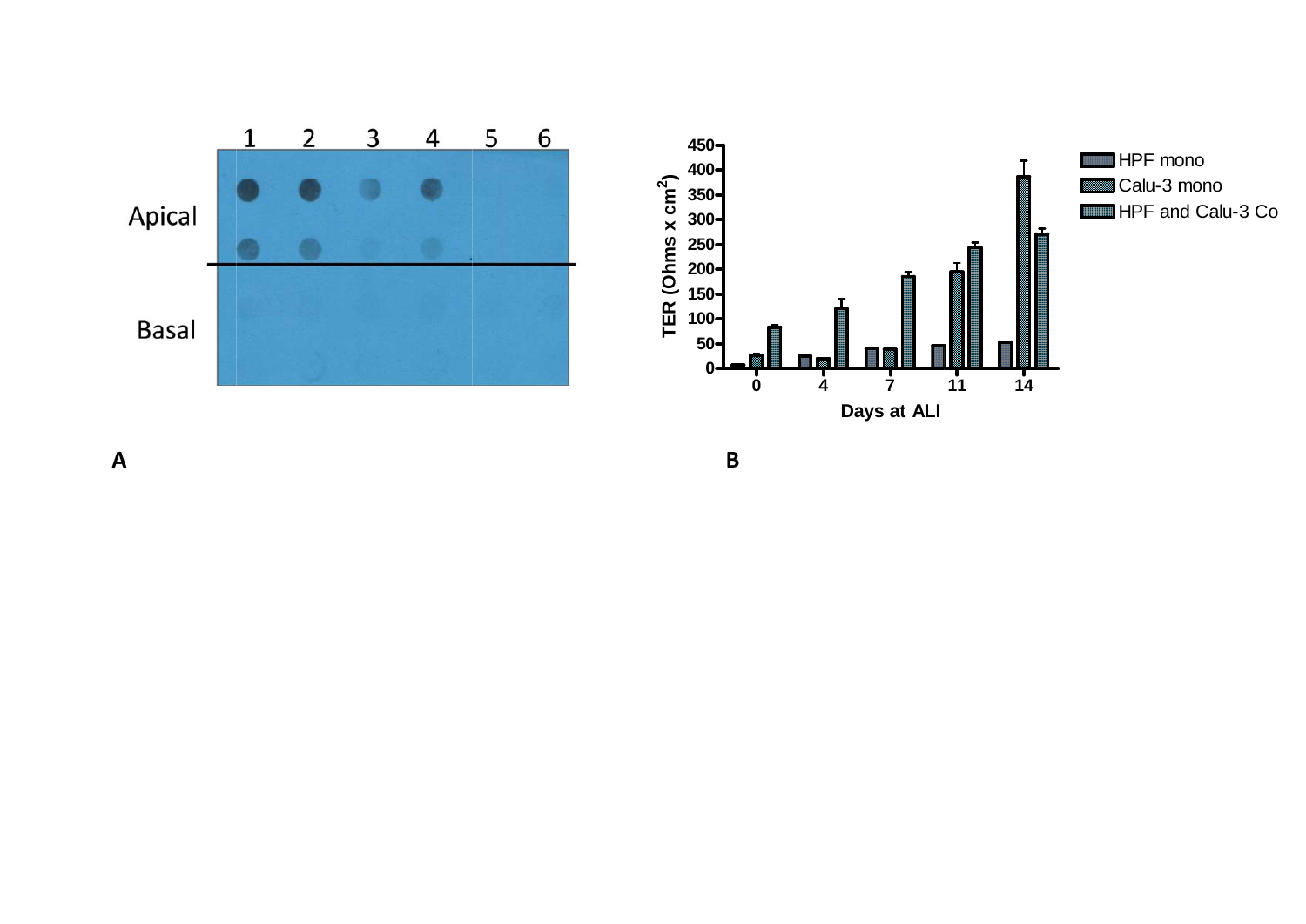1 2 3 4 5 6

Apical

Basal

A

450
400
350
300
250
200
150
100
50
0

TER (Ohms x cm$^2$)

0 4 7 11 14

Days at ALI

HPF mono

Calu-3 mono

HPF and Calu-3 Co

B